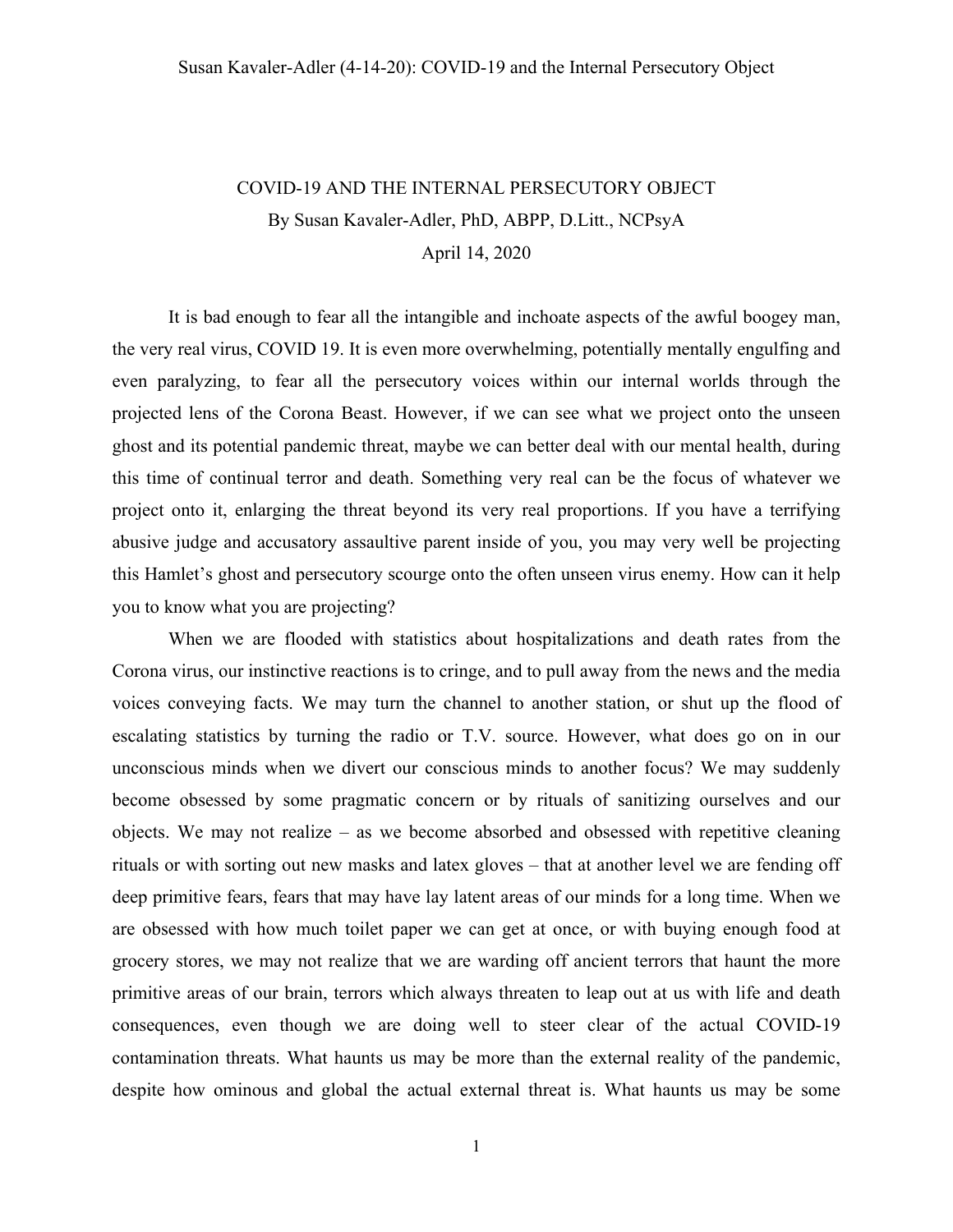# COVID-19 AND THE INTERNAL PERSECUTORY OBJECT

By Susan Kavaler-Adler, PhD, ABPP, D.Litt., NCPsyA

April 14, 2020

It is bad enough to fear all the intangible and inchoate aspects of the awful boogey man, the very real virus, COVID 19. It is even more overwhelming, potentially mentally engulfing and even paralyzing, to fear all the persecutory voices within our internal worlds through the projected lens of the Corona Beast. However, if we can see what we project onto the unseen ghost and its potential pandemic threat, maybe we can better deal with our mental health, during this time of continual terror and death. Something very real can be the focus of whatever we project onto it, enlarging the threat beyond its very real proportions. If you have a terrifying abusive judge and accusatory assaultive parent inside of you, you may very well be projecting this Hamlet's ghost and persecutory scourge onto the often unseen virus enemy. How can it help you to know what you are projecting?

When we are flooded with statistics about hospitalizations and death rates from the Corona virus, our instinctive reactions is to cringe, and to pull away from the news and the media voices conveying facts. We may turn the channel to another station, or shut up the flood of escalating statistics by turning the radio or T.V. source. However, what does go on in our unconscious minds when we divert our conscious minds to another focus? We may suddenly become obsessed by some pragmatic concern or by rituals of sanitizing ourselves and our objects. We may not realize – as we become absorbed and obsessed with repetitive cleaning rituals or with sorting out new masks and latex gloves – that at another level we are fending off deep primitive fears, fears that may have lay latent areas of our minds for a long time. When we are obsessed with how much toilet paper we can get at once, or with buying enough food at grocery stores, we may not realize that we are warding off ancient terrors that haunt the more primitive areas of our brain, terrors which always threaten to leap out at us with life and death consequences, even though we are doing well to steer clear of the actual COVID-19 contamination threats. What haunts us may be more than the external reality of the pandemic, despite how ominous and global the actual external threat is. What haunts us may be some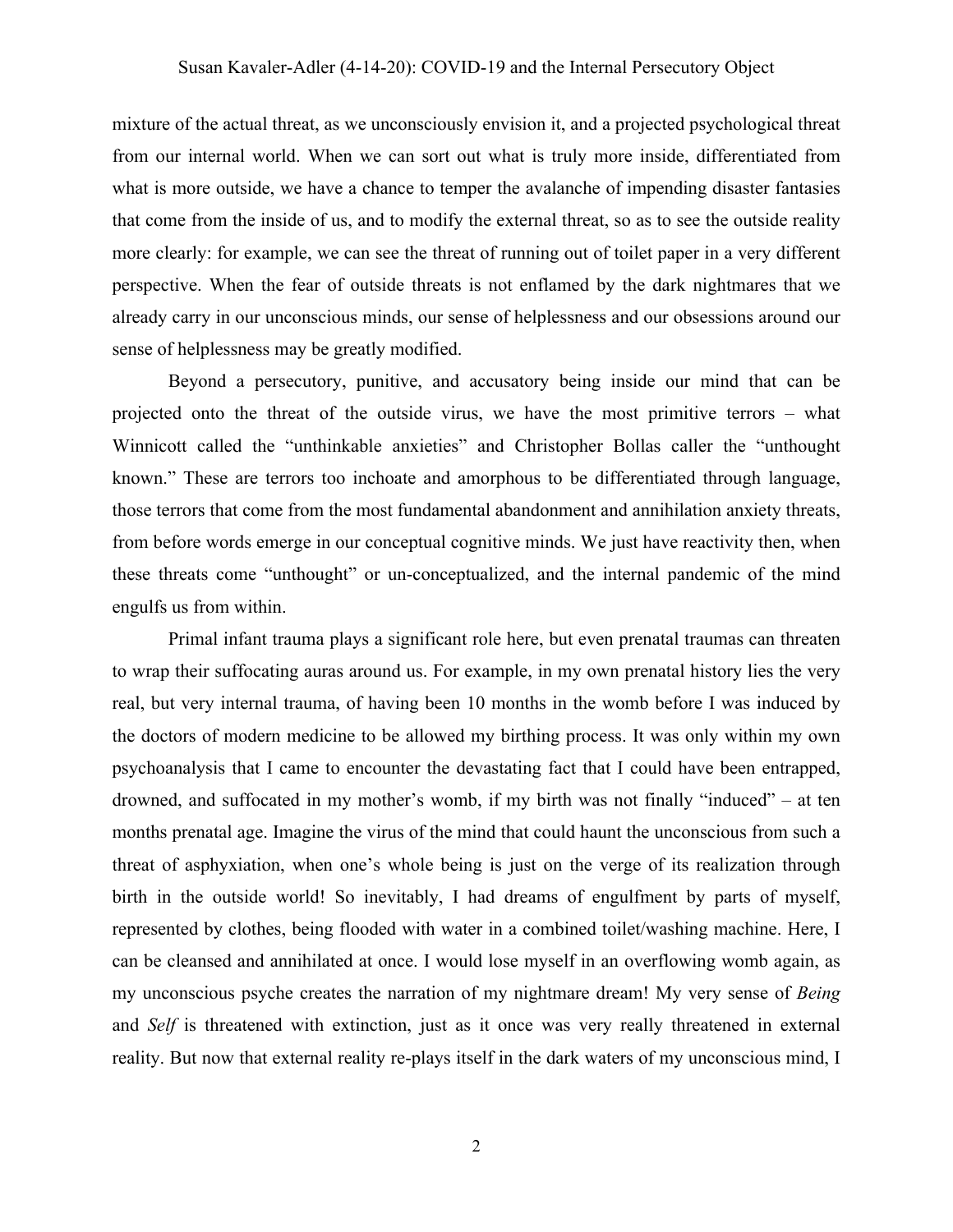mixture of the actual threat, as we unconsciously envision it, and a projected psychological threat from our internal world. When we can sort out what is truly more inside, differentiated from what is more outside, we have a chance to temper the avalanche of impending disaster fantasies that come from the inside of us, and to modify the external threat, so as to see the outside reality more clearly: for example, we can see the threat of running out of toilet paper in a very different perspective. When the fear of outside threats is not enflamed by the dark nightmares that we already carry in our unconscious minds, our sense of helplessness and our obsessions around our sense of helplessness may be greatly modified.

Beyond a persecutory, punitive, and accusatory being inside our mind that can be projected onto the threat of the outside virus, we have the most primitive terrors – what Winnicott called the "unthinkable anxieties" and Christopher Bollas caller the "unthought known." These are terrors too inchoate and amorphous to be differentiated through language, those terrors that come from the most fundamental abandonment and annihilation anxiety threats, from before words emerge in our conceptual cognitive minds. We just have reactivity then, when these threats come "unthought" or un-conceptualized, and the internal pandemic of the mind engulfs us from within.

Primal infant trauma plays a significant role here, but even prenatal traumas can threaten to wrap their suffocating auras around us. For example, in my own prenatal history lies the very real, but very internal trauma, of having been 10 months in the womb before I was induced by the doctors of modern medicine to be allowed my birthing process. It was only within my own psychoanalysis that I came to encounter the devastating fact that I could have been entrapped, drowned, and suffocated in my mother's womb, if my birth was not finally "induced" – at ten months prenatal age. Imagine the virus of the mind that could haunt the unconscious from such a threat of asphyxiation, when one's whole being is just on the verge of its realization through birth in the outside world! So inevitably, I had dreams of engulfment by parts of myself, represented by clothes, being flooded with water in a combined toilet/washing machine. Here, I can be cleansed and annihilated at once. I would lose myself in an overflowing womb again, as my unconscious psyche creates the narration of my nightmare dream! My very sense of *Being* and *Self* is threatened with extinction, just as it once was very really threatened in external reality. But now that external reality re-plays itself in the dark waters of my unconscious mind, I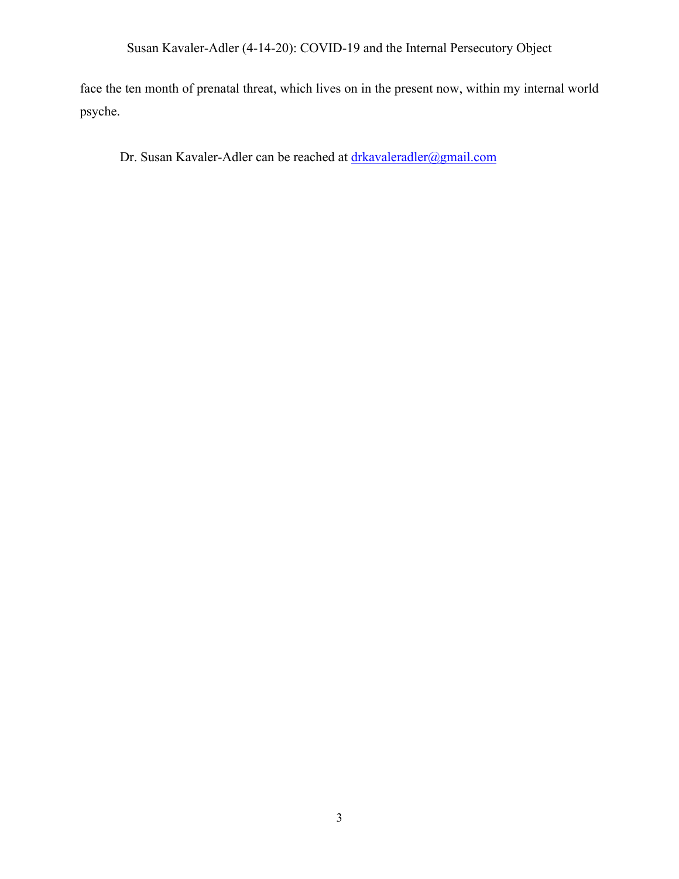face the ten month of prenatal threat, which lives on in the present now, within my internal world psyche.

Dr. Susan Kavaler-Adler can be reached at drkavaleradler@gmail.com